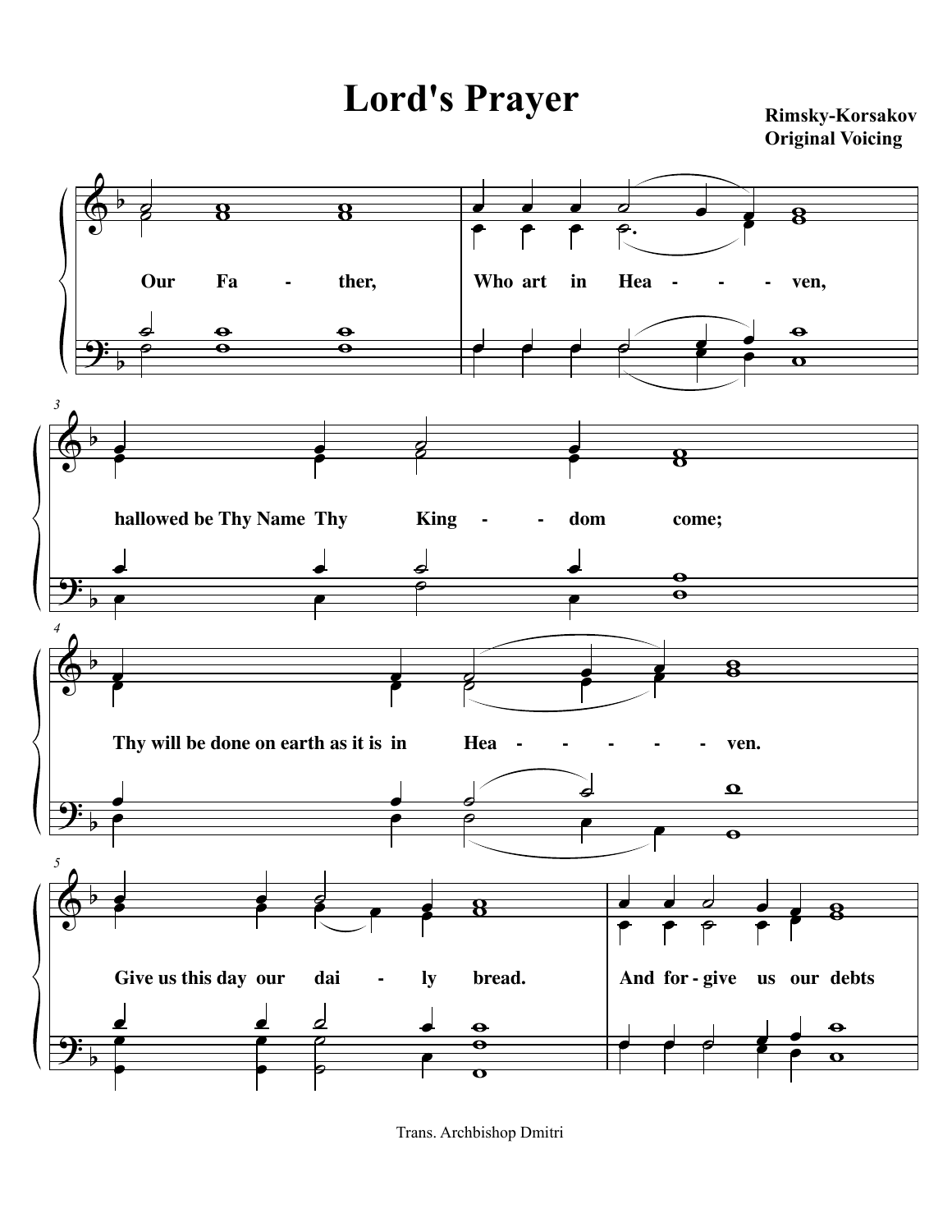# Lord's Prayer

**Rimsky-Korsakov**
**Original Voicing**

Our Fa - ther, Who art in Hea - - - ven,

hallowed be Thy Name Thy King - - dom come;

Thy will be done on earth as it is in Hea - - - - - - ven.

Give us this day our dai - ly bread. And for - give us our debts

Trans. Archbishop Dmitri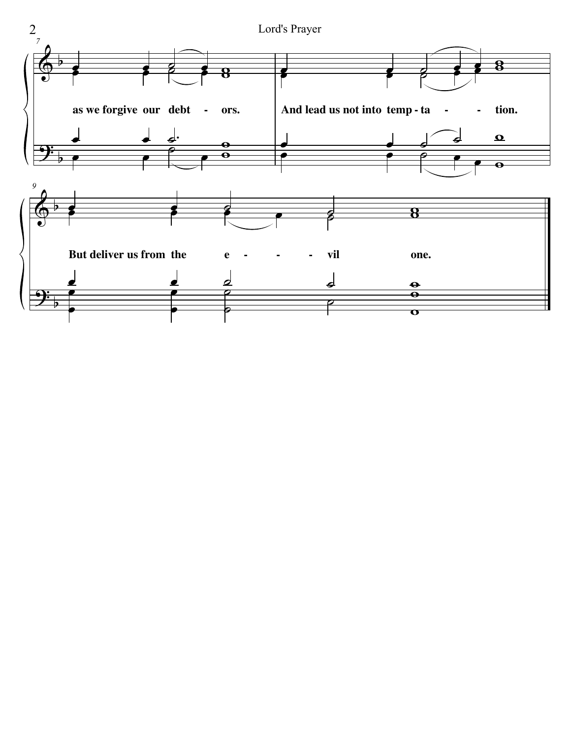as we forgive our debt - ors.

And lead us not into temp - ta - - tion.

But deliver us from the e - - - vil one.